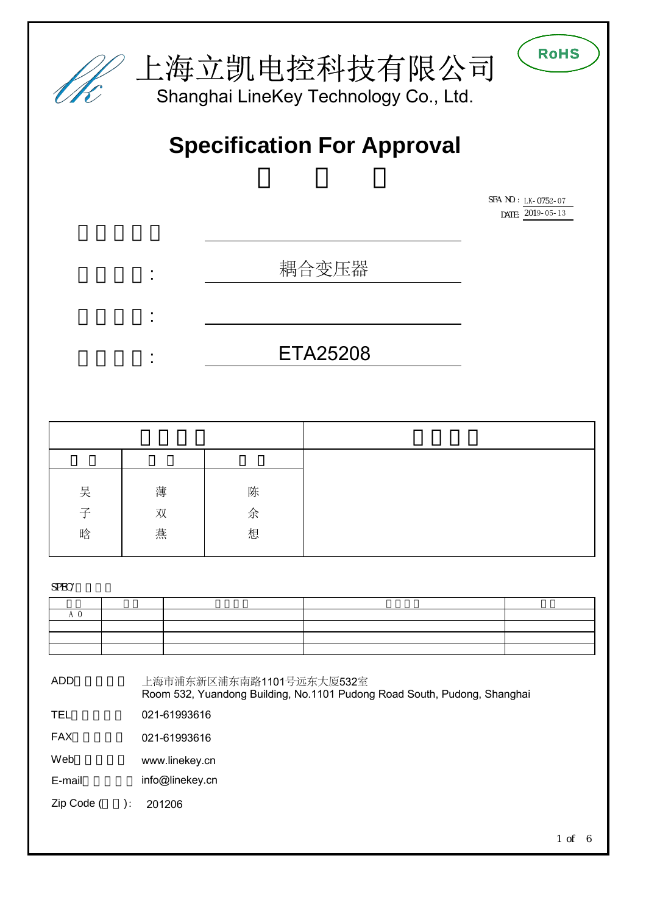# 上海立凯电控科技有限公司

Shanghai LineKey Technology Co., Ltd.

RoHS

## Specification For Approval

SFA NO：LK-0752-07
DATE: 2019-05-13

耦合变压器

ETA25208

| | | | |
|---|---|---|---|
| | | | |
| | | | |
| 吴子晗 | 薄双燕 | 陈余想 | |

SPEC/

| | | | | |
|---|---|---|---|---|
| A0 | | | | |
| | | | | |
| | | | | |
| | | | | |

ADD 上海市浦东新区浦东南路1101号远东大厦532室
Room 532, Yuandong Building, No.1101 Pudong Road South, Pudong, Shanghai

TEL 021-61993616

FAX 021-61993616

Web www.linekey.cn

E-mail info@linekey.cn

Zip Code ( ): 201206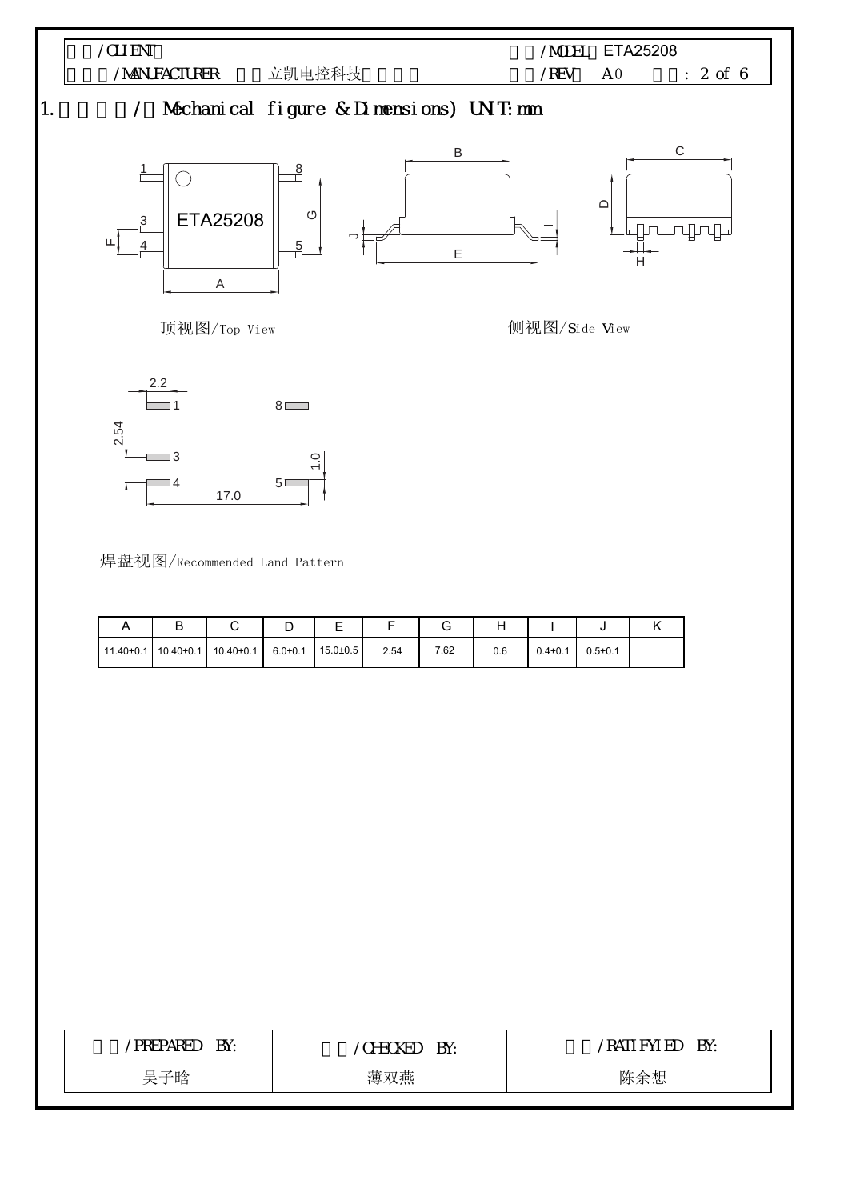客户/CLIENT

制造商/MANUFACTURER 立凯电控科技

型号/MODEL ETA25208

版本/REV A0

## 1. 外形尺寸/（Mechanical figure & Dimensions) UNIT:mm

顶视图/Top View

侧视图/Side View

焊盘视图/Recommended Land Pattern

| A | B | C | D | E | F | G | H | I | J | K |
|---|---|---|---|---|---|---|---|---|---|---|
| 11.40±0.1 | 10.40±0.1 | 10.40±0.1 | 6.0±0.1 | 15.0±0.5 | 2.54 | 7.62 | 0.6 | 0.4±0.1 | 0.5±0.1 | |

| 制作/PREPARED BY: | 审核/CHECKED BY: | 批准/RATIFYIED BY: |
|---|---|---|
| 吴子晗 | 薄双燕 | 陈余想 |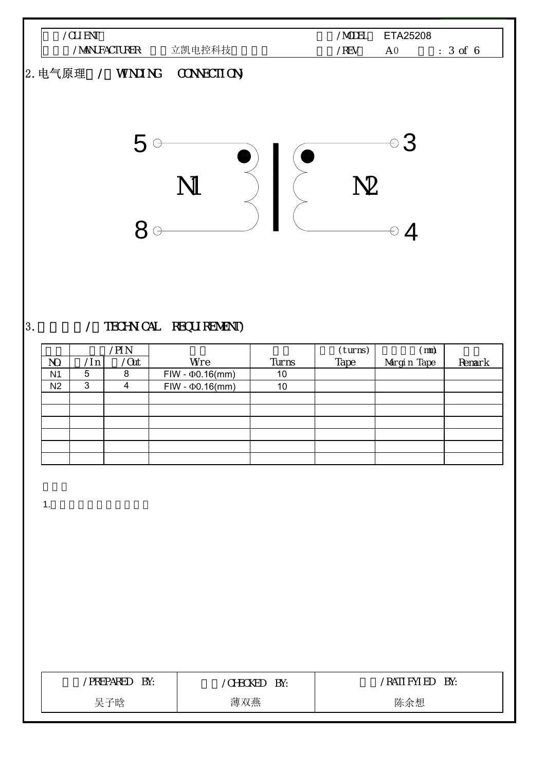## 2. 电气原理 / WINDING CONNECTION

5 ○ N1 ● 8 ○ | ● N2 ○ 3 ○ 4

## 3. / TECHNICAL REQUIREMENT

| | /PIN | | | | (turns) | (mm) | |
|---|---|---|---|---|---|---|---|
| NO. | /In | /Out | Wire | Turns | Tape | Margin Tape | Remark |
| N1 | 5 | 8 | FIW - Φ0.16(mm) | 10 | | | |
| N2 | 3 | 4 | FIW - Φ0.16(mm) | 10 | | | |
| | | | | | | | |
| | | | | | | | |
| | | | | | | | |
| | | | | | | | |
| | | | | | | | |
| | | | | | | | |

1.

| /PREPARED BY: | /CHECKED BY: | /RATIFYIED BY: |
|---|---|---|
| 吴子晗 | 薄双燕 | 陈余想 |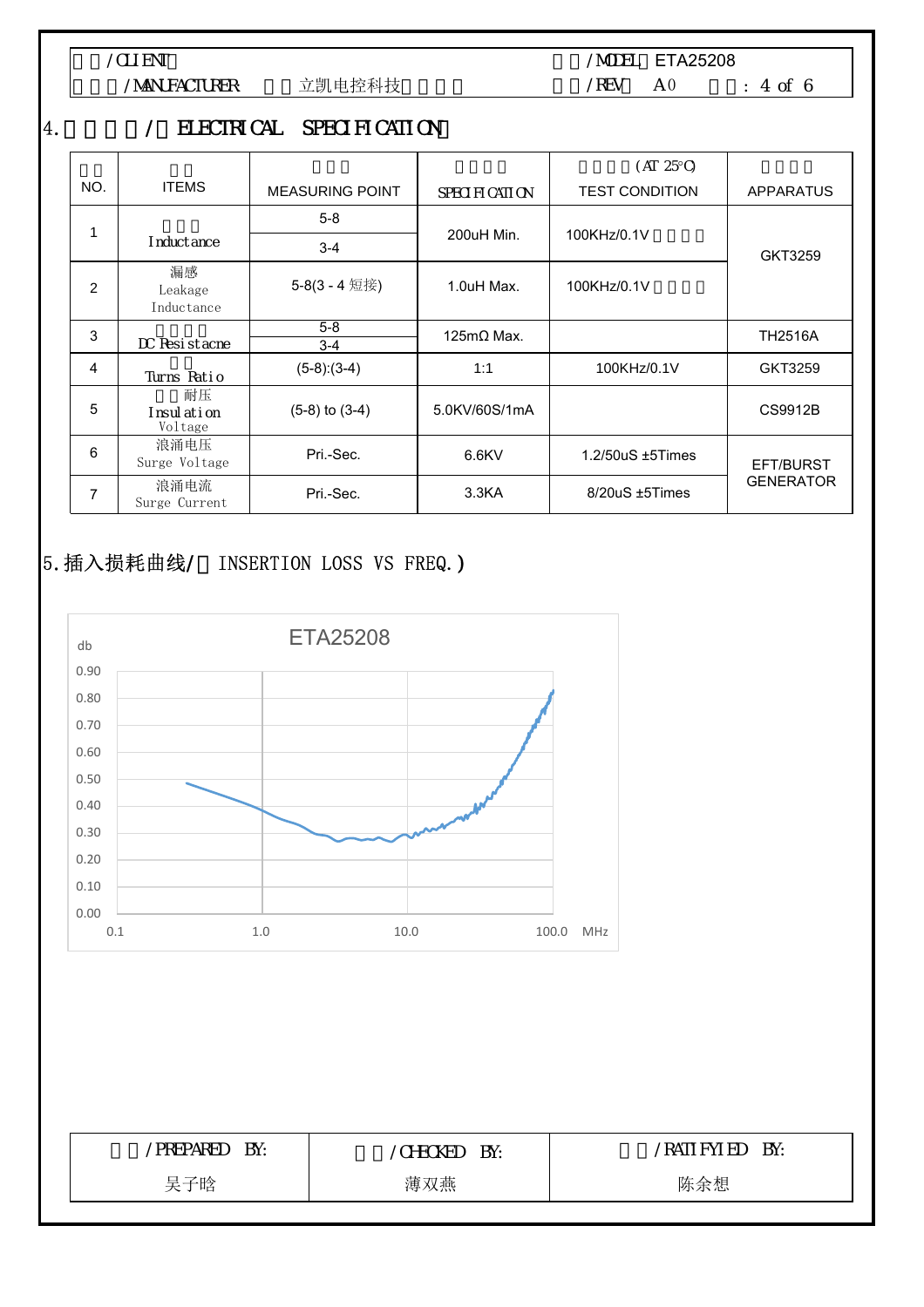| 客户/CLIENT | | 型号/MODEL | ETA25208 |
|---|---|---|---|
| 制造商/MANUFACTURER | 立凯电控科技有限公司 | 版本/REV | A0 |

## 4.电气规格/(ELECTRICAL SPECIFICATION)

| 序号 NO. | 项目 ITEMS | 测试点 MEASURING POINT | 规格参数 SPECIFICATION | 测试条件(AT 25℃) TEST CONDITION | 测试仪器 APPARATUS |
|---|---|---|---|---|---|
| 1 | 电感量 Inductance | 5-8 | 200uH Min. | 100KHz/0.1V | GKT3259 |
| | | 3-4 | | | |
| 2 | 漏感 Leakage Inductance | 5-8(3 - 4 短接) | 1.0uH Max. | 100KHz/0.1V | |
| 3 | 直流电阻 DC Resistacne | 5-8 | 125mΩ Max. | | TH2516A |
| | | 3-4 | | | |
| 4 | 匝比 Turns Ratio | (5-8):(3-4) | 1:1 | 100KHz/0.1V | GKT3259 |
| 5 | 绝缘耐压 Insulation Voltage | (5-8) to (3-4) | 5.0KV/60S/1mA | | CS9912B |
| 6 | 浪涌电压 Surge Voltage | Pri.-Sec. | 6.6KV | 1.2/50uS ±5Times | EFT/BURST GENERATOR |
| 7 | 浪涌电流 Surge Current | Pri.-Sec. | 3.3KA | 8/20uS ±5Times | |

## 5.插入损耗曲线/(INSERTION LOSS VS FREQ.)

ETA25208

| 制定/PREPARED BY: | 审核/CHECKED BY: | 批准/RATIFYIED BY: |
|---|---|---|
| 吴子晗 | 薄双燕 | 陈余想 |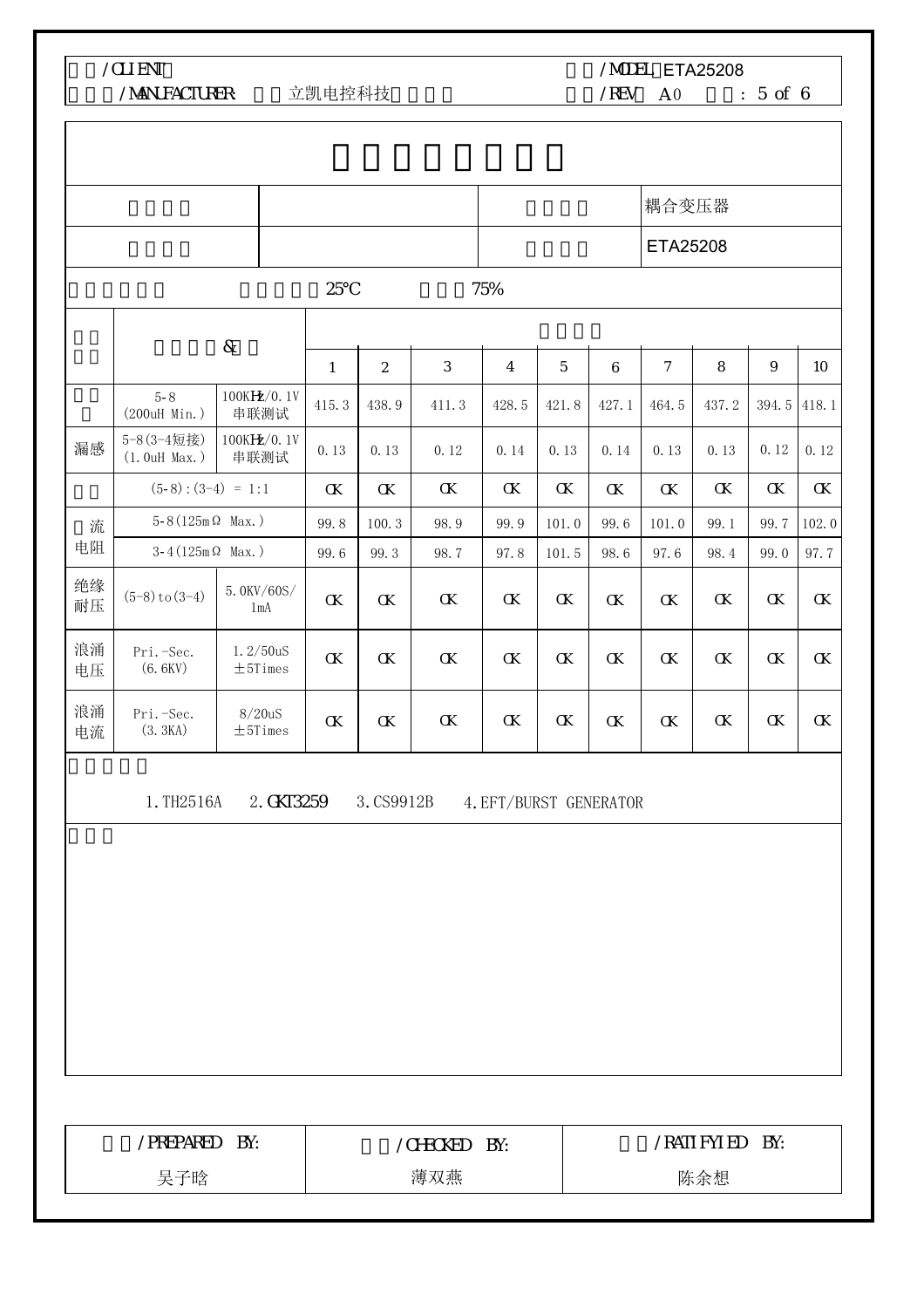/CLIENT /MODEL ETA25208
/MANUFACTURER: 立凯电控科技 /REV A0

| | | | | | | | 耦合变压器 | | | | |
|---|---|---|---|---|---|---|---|---|---|---|---|
| | | | | | | | ETA25208 | | | | |

25℃ 75%

| | & | | | | | | | | | | | |
|---|---|---|---|---|---|---|---|---|---|---|---|---|
| | | | 1 | 2 | 3 | 4 | 5 | 6 | 7 | 8 | 9 | 10 |
| | 5-8 (200uH Min.) | 100KHz/0.1V 串联测试 | 415.3 | 438.9 | 411.3 | 428.5 | 421.8 | 427.1 | 464.5 | 437.2 | 394.5 | 418.1 |
| 漏感 | 5-8(3-4短接) (1.0uH Max.) | 100KHz/0.1V 串联测试 | 0.13 | 0.13 | 0.12 | 0.14 | 0.13 | 0.14 | 0.13 | 0.13 | 0.12 | 0.12 |
| | (5-8):(3-4) = 1:1 | | OK | OK | OK | OK | OK | OK | OK | OK | OK | OK |
| 流电阻 | 5-8(125mΩ Max.) | | 99.8 | 100.3 | 98.9 | 99.9 | 101.0 | 99.6 | 101.0 | 99.1 | 99.7 | 102.0 |
| | 3-4(125mΩ Max.) | | 99.6 | 99.3 | 98.7 | 97.8 | 101.5 | 98.6 | 97.6 | 98.4 | 99.0 | 97.7 |
| 绝缘耐压 | (5-8)to(3-4) | 5.0KV/60S/ 1mA | OK | OK | OK | OK | OK | OK | OK | OK | OK | OK |
| 浪涌电压 | Pri.-Sec. (6.6KV) | 1.2/50uS ±5Times | OK | OK | OK | OK | OK | OK | OK | OK | OK | OK |
| 浪涌电流 | Pri.-Sec. (3.3KA) | 8/20uS ±5Times | OK | OK | OK | OK | OK | OK | OK | OK | OK | OK |

1.TH2516A 2.GKT3259 3.CS9912B 4.EFT/BURST GENERATOR

| /PREPARED BY: | /CHECKED BY: | /RATIFYIED BY: |
|---|---|---|
| 吴子晗 | 薄双燕 | 陈余想 |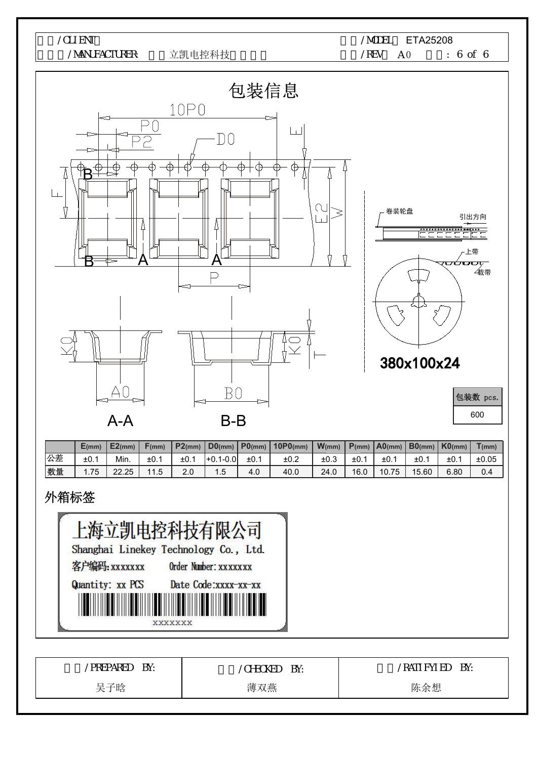## 包装信息

10P0
P0
P2
D0
E
F
E2
W
P
B
A
A
B
K0
T
A0
B0
A-A
B-B

卷装轮盘
引出方向
上带
载带

380x100x24

| 包装数 pcs. |
|---|
| 600 |

| | E(mm) | E2(mm) | F(mm) | P2(mm) | D0(mm) | P0(mm) | 10P0(mm) | W(mm) | P(mm) | A0(mm) | B0(mm) | K0(mm) | T(mm) |
|---|---|---|---|---|---|---|---|---|---|---|---|---|---|
| 公差 | ±0.1 | Min. | ±0.1 | ±0.1 | +0.1-0.0 | ±0.1 | ±0.2 | ±0.3 | ±0.1 | ±0.1 | ±0.1 | ±0.1 | ±0.05 |
| 数量 | 1.75 | 22.25 | 11.5 | 2.0 | 1.5 | 4.0 | 40.0 | 24.0 | 16.0 | 10.75 | 15.60 | 6.80 | 0.4 |

## 外箱标签

上海立凯电控科技有限公司
Shanghai Linekey Technology Co., Ltd.
客户编码:xxxxxxx Order Number:xxxxxxx
Quantity: xx PCS Date Code:xxxx-xx-xx
xxxxxxx

| /PREPARED BY: | /CHECKED BY: | /RATIFYIED BY: |
|---|---|---|
| 吴子晗 | 薄双燕 | 陈余想 |